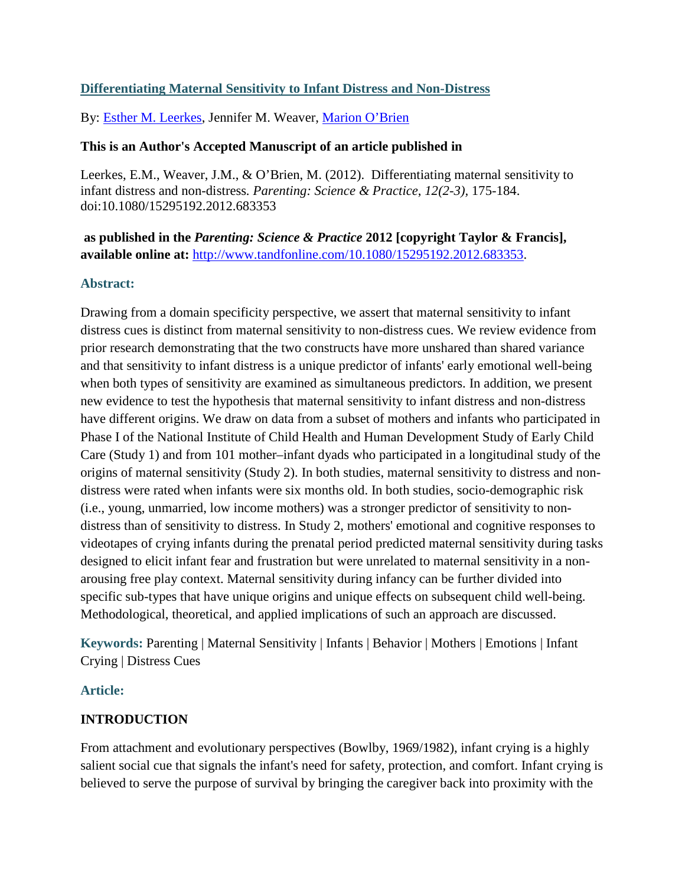# Differentiating Maternal Sensitivity to Infant Distress and Non-Distress

By: Esther M. Leerkes, Jennifer M. Weaver, Marion O'Brien

**This is an Author's Accepted Manuscript of an article published in**

Leerkes, E.M., Weaver, J.M., & O'Brien, M. (2012). Differentiating maternal sensitivity to infant distress and non-distress. *Parenting: Science & Practice, 12(2-3),* 175-184. doi:10.1080/15295192.2012.683353

**as published in the *Parenting: Science & Practice* 2012 [copyright Taylor & Francis], available online at:** http://www.tandfonline.com/10.1080/15295192.2012.683353.

## Abstract:

Drawing from a domain specificity perspective, we assert that maternal sensitivity to infant distress cues is distinct from maternal sensitivity to non-distress cues. We review evidence from prior research demonstrating that the two constructs have more unshared than shared variance and that sensitivity to infant distress is a unique predictor of infants' early emotional well-being when both types of sensitivity are examined as simultaneous predictors. In addition, we present new evidence to test the hypothesis that maternal sensitivity to infant distress and non-distress have different origins. We draw on data from a subset of mothers and infants who participated in Phase I of the National Institute of Child Health and Human Development Study of Early Child Care (Study 1) and from 101 mother–infant dyads who participated in a longitudinal study of the origins of maternal sensitivity (Study 2). In both studies, maternal sensitivity to distress and non-distress were rated when infants were six months old. In both studies, socio-demographic risk (i.e., young, unmarried, low income mothers) was a stronger predictor of sensitivity to non-distress than of sensitivity to distress. In Study 2, mothers' emotional and cognitive responses to videotapes of crying infants during the prenatal period predicted maternal sensitivity during tasks designed to elicit infant fear and frustration but were unrelated to maternal sensitivity in a non-arousing free play context. Maternal sensitivity during infancy can be further divided into specific sub-types that have unique origins and unique effects on subsequent child well-being. Methodological, theoretical, and applied implications of such an approach are discussed.

**Keywords:** Parenting | Maternal Sensitivity | Infants | Behavior | Mothers | Emotions | Infant Crying | Distress Cues

## Article:

### INTRODUCTION

From attachment and evolutionary perspectives (Bowlby, 1969/1982), infant crying is a highly salient social cue that signals the infant's need for safety, protection, and comfort. Infant crying is believed to serve the purpose of survival by bringing the caregiver back into proximity with the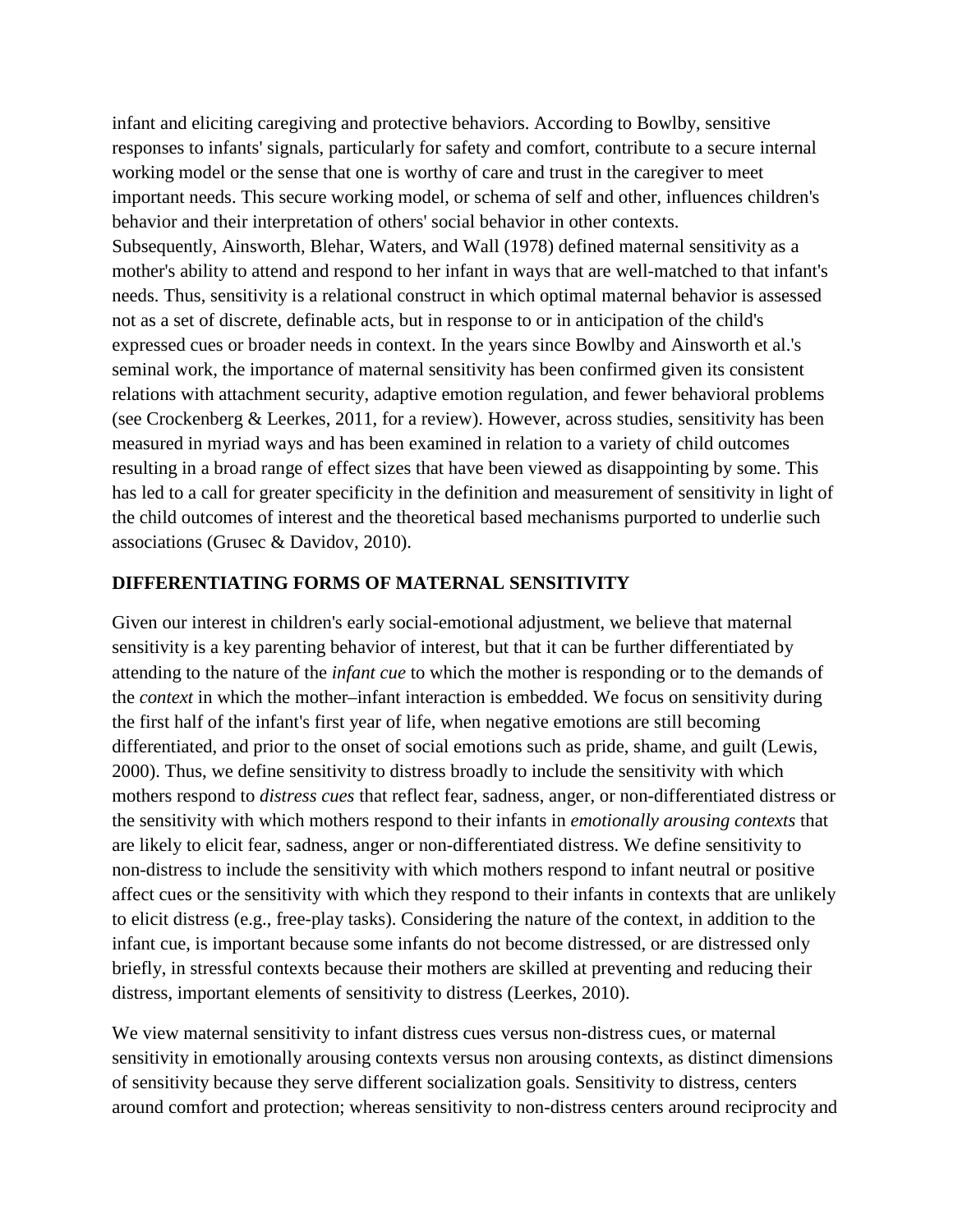infant and eliciting caregiving and protective behaviors. According to Bowlby, sensitive responses to infants' signals, particularly for safety and comfort, contribute to a secure internal working model or the sense that one is worthy of care and trust in the caregiver to meet important needs. This secure working model, or schema of self and other, influences children's behavior and their interpretation of others' social behavior in other contexts.
Subsequently, Ainsworth, Blehar, Waters, and Wall (1978) defined maternal sensitivity as a mother's ability to attend and respond to her infant in ways that are well-matched to that infant's needs. Thus, sensitivity is a relational construct in which optimal maternal behavior is assessed not as a set of discrete, definable acts, but in response to or in anticipation of the child's expressed cues or broader needs in context. In the years since Bowlby and Ainsworth et al.'s seminal work, the importance of maternal sensitivity has been confirmed given its consistent relations with attachment security, adaptive emotion regulation, and fewer behavioral problems (see Crockenberg & Leerkes, 2011, for a review). However, across studies, sensitivity has been measured in myriad ways and has been examined in relation to a variety of child outcomes resulting in a broad range of effect sizes that have been viewed as disappointing by some. This has led to a call for greater specificity in the definition and measurement of sensitivity in light of the child outcomes of interest and the theoretical based mechanisms purported to underlie such associations (Grusec & Davidov, 2010).

## DIFFERENTIATING FORMS OF MATERNAL SENSITIVITY

Given our interest in children's early social-emotional adjustment, we believe that maternal sensitivity is a key parenting behavior of interest, but that it can be further differentiated by attending to the nature of the *infant cue* to which the mother is responding or to the demands of the *context* in which the mother–infant interaction is embedded. We focus on sensitivity during the first half of the infant's first year of life, when negative emotions are still becoming differentiated, and prior to the onset of social emotions such as pride, shame, and guilt (Lewis, 2000). Thus, we define sensitivity to distress broadly to include the sensitivity with which mothers respond to *distress cues* that reflect fear, sadness, anger, or non-differentiated distress or the sensitivity with which mothers respond to their infants in *emotionally arousing contexts* that are likely to elicit fear, sadness, anger or non-differentiated distress. We define sensitivity to non-distress to include the sensitivity with which mothers respond to infant neutral or positive affect cues or the sensitivity with which they respond to their infants in contexts that are unlikely to elicit distress (e.g., free-play tasks). Considering the nature of the context, in addition to the infant cue, is important because some infants do not become distressed, or are distressed only briefly, in stressful contexts because their mothers are skilled at preventing and reducing their distress, important elements of sensitivity to distress (Leerkes, 2010).

We view maternal sensitivity to infant distress cues versus non-distress cues, or maternal sensitivity in emotionally arousing contexts versus non arousing contexts, as distinct dimensions of sensitivity because they serve different socialization goals. Sensitivity to distress, centers around comfort and protection; whereas sensitivity to non-distress centers around reciprocity and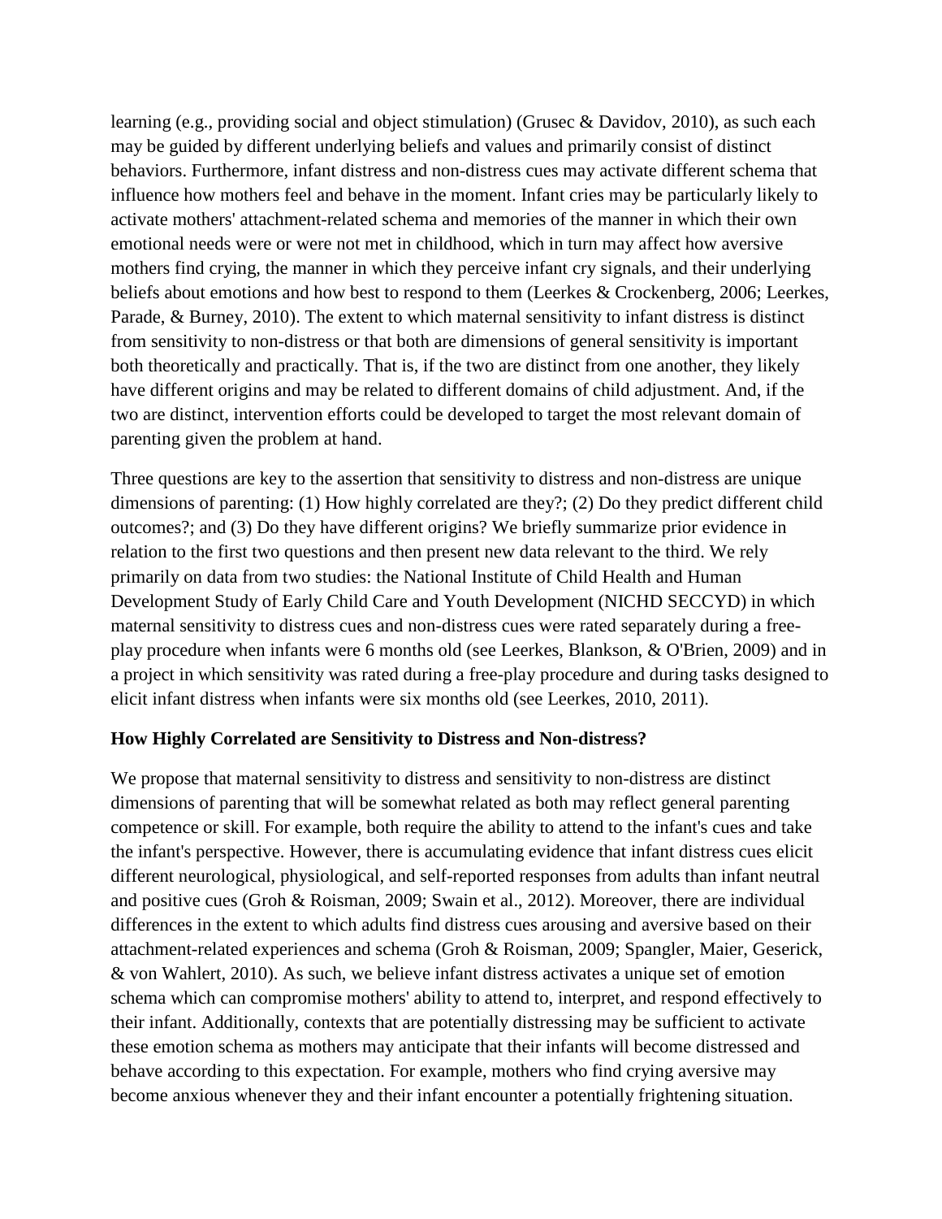learning (e.g., providing social and object stimulation) (Grusec & Davidov, 2010), as such each may be guided by different underlying beliefs and values and primarily consist of distinct behaviors. Furthermore, infant distress and non-distress cues may activate different schema that influence how mothers feel and behave in the moment. Infant cries may be particularly likely to activate mothers' attachment-related schema and memories of the manner in which their own emotional needs were or were not met in childhood, which in turn may affect how aversive mothers find crying, the manner in which they perceive infant cry signals, and their underlying beliefs about emotions and how best to respond to them (Leerkes & Crockenberg, 2006; Leerkes, Parade, & Burney, 2010). The extent to which maternal sensitivity to infant distress is distinct from sensitivity to non-distress or that both are dimensions of general sensitivity is important both theoretically and practically. That is, if the two are distinct from one another, they likely have different origins and may be related to different domains of child adjustment. And, if the two are distinct, intervention efforts could be developed to target the most relevant domain of parenting given the problem at hand.

Three questions are key to the assertion that sensitivity to distress and non-distress are unique dimensions of parenting: (1) How highly correlated are they?; (2) Do they predict different child outcomes?; and (3) Do they have different origins? We briefly summarize prior evidence in relation to the first two questions and then present new data relevant to the third. We rely primarily on data from two studies: the National Institute of Child Health and Human Development Study of Early Child Care and Youth Development (NICHD SECCYD) in which maternal sensitivity to distress cues and non-distress cues were rated separately during a free-play procedure when infants were 6 months old (see Leerkes, Blankson, & O'Brien, 2009) and in a project in which sensitivity was rated during a free-play procedure and during tasks designed to elicit infant distress when infants were six months old (see Leerkes, 2010, 2011).

### How Highly Correlated are Sensitivity to Distress and Non-distress?

We propose that maternal sensitivity to distress and sensitivity to non-distress are distinct dimensions of parenting that will be somewhat related as both may reflect general parenting competence or skill. For example, both require the ability to attend to the infant's cues and take the infant's perspective. However, there is accumulating evidence that infant distress cues elicit different neurological, physiological, and self-reported responses from adults than infant neutral and positive cues (Groh & Roisman, 2009; Swain et al., 2012). Moreover, there are individual differences in the extent to which adults find distress cues arousing and aversive based on their attachment-related experiences and schema (Groh & Roisman, 2009; Spangler, Maier, Geserick, & von Wahlert, 2010). As such, we believe infant distress activates a unique set of emotion schema which can compromise mothers' ability to attend to, interpret, and respond effectively to their infant. Additionally, contexts that are potentially distressing may be sufficient to activate these emotion schema as mothers may anticipate that their infants will become distressed and behave according to this expectation. For example, mothers who find crying aversive may become anxious whenever they and their infant encounter a potentially frightening situation.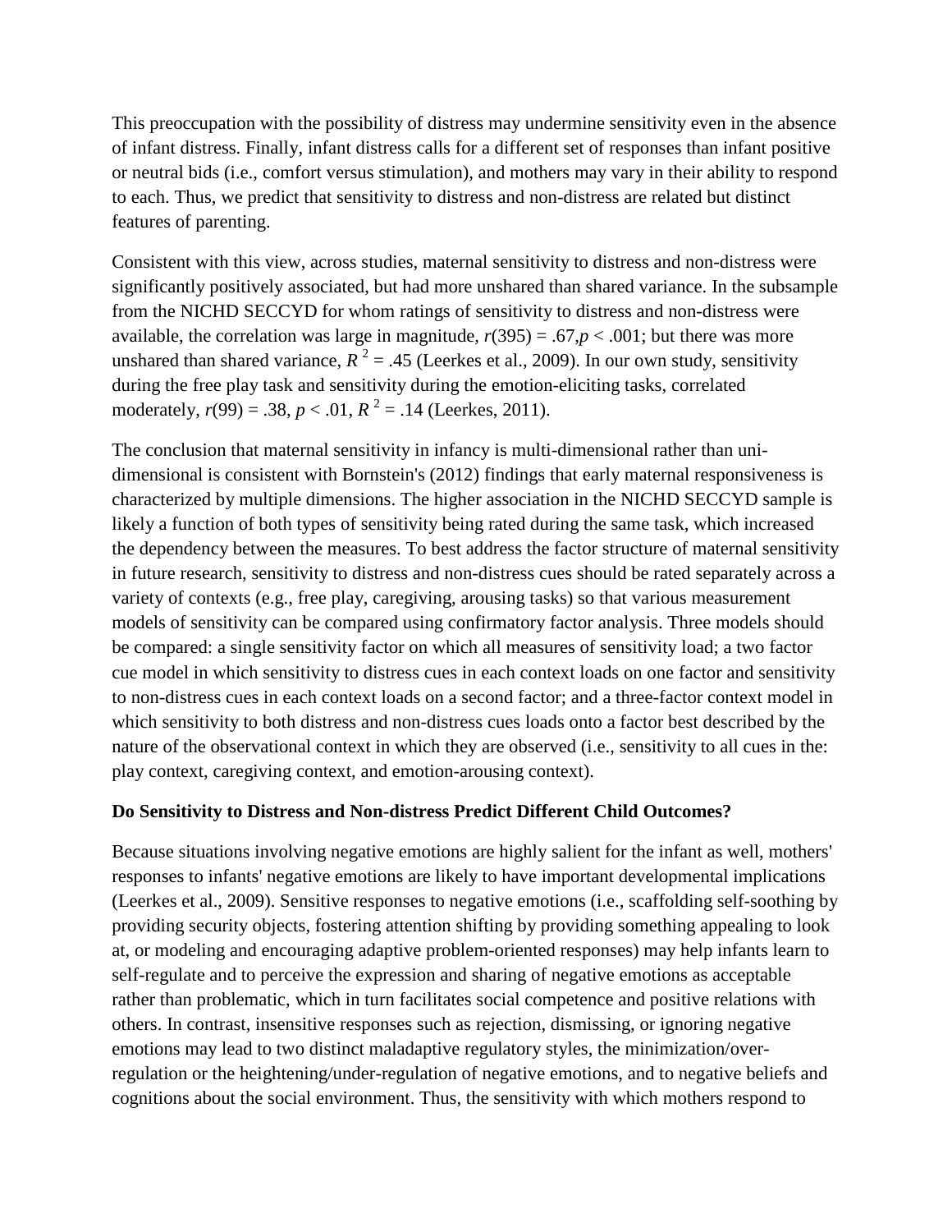This preoccupation with the possibility of distress may undermine sensitivity even in the absence of infant distress. Finally, infant distress calls for a different set of responses than infant positive or neutral bids (i.e., comfort versus stimulation), and mothers may vary in their ability to respond to each. Thus, we predict that sensitivity to distress and non-distress are related but distinct features of parenting.

Consistent with this view, across studies, maternal sensitivity to distress and non-distress were significantly positively associated, but had more unshared than shared variance. In the subsample from the NICHD SECCYD for whom ratings of sensitivity to distress and non-distress were available, the correlation was large in magnitude, $r(395) = .67, p < .001$; but there was more unshared than shared variance, $R^2 = .45$ (Leerkes et al., 2009). In our own study, sensitivity during the free play task and sensitivity during the emotion-eliciting tasks, correlated moderately, $r(99) = .38$, $p < .01$, $R^2 = .14$ (Leerkes, 2011).

The conclusion that maternal sensitivity in infancy is multi-dimensional rather than uni-dimensional is consistent with Bornstein's (2012) findings that early maternal responsiveness is characterized by multiple dimensions. The higher association in the NICHD SECCYD sample is likely a function of both types of sensitivity being rated during the same task, which increased the dependency between the measures. To best address the factor structure of maternal sensitivity in future research, sensitivity to distress and non-distress cues should be rated separately across a variety of contexts (e.g., free play, caregiving, arousing tasks) so that various measurement models of sensitivity can be compared using confirmatory factor analysis. Three models should be compared: a single sensitivity factor on which all measures of sensitivity load; a two factor cue model in which sensitivity to distress cues in each context loads on one factor and sensitivity to non-distress cues in each context loads on a second factor; and a three-factor context model in which sensitivity to both distress and non-distress cues loads onto a factor best described by the nature of the observational context in which they are observed (i.e., sensitivity to all cues in the: play context, caregiving context, and emotion-arousing context).

**Do Sensitivity to Distress and Non-distress Predict Different Child Outcomes?**

Because situations involving negative emotions are highly salient for the infant as well, mothers' responses to infants' negative emotions are likely to have important developmental implications (Leerkes et al., 2009). Sensitive responses to negative emotions (i.e., scaffolding self-soothing by providing security objects, fostering attention shifting by providing something appealing to look at, or modeling and encouraging adaptive problem-oriented responses) may help infants learn to self-regulate and to perceive the expression and sharing of negative emotions as acceptable rather than problematic, which in turn facilitates social competence and positive relations with others. In contrast, insensitive responses such as rejection, dismissing, or ignoring negative emotions may lead to two distinct maladaptive regulatory styles, the minimization/over-regulation or the heightening/under-regulation of negative emotions, and to negative beliefs and cognitions about the social environment. Thus, the sensitivity with which mothers respond to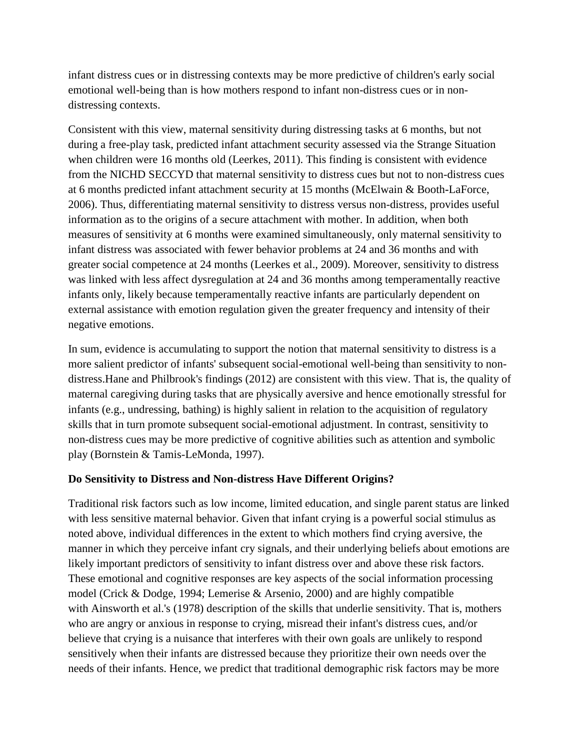infant distress cues or in distressing contexts may be more predictive of children's early social emotional well-being than is how mothers respond to infant non-distress cues or in non-distressing contexts.

Consistent with this view, maternal sensitivity during distressing tasks at 6 months, but not during a free-play task, predicted infant attachment security assessed via the Strange Situation when children were 16 months old (Leerkes, 2011). This finding is consistent with evidence from the NICHD SECCYD that maternal sensitivity to distress cues but not to non-distress cues at 6 months predicted infant attachment security at 15 months (McElwain & Booth-LaForce, 2006). Thus, differentiating maternal sensitivity to distress versus non-distress, provides useful information as to the origins of a secure attachment with mother. In addition, when both measures of sensitivity at 6 months were examined simultaneously, only maternal sensitivity to infant distress was associated with fewer behavior problems at 24 and 36 months and with greater social competence at 24 months (Leerkes et al., 2009). Moreover, sensitivity to distress was linked with less affect dysregulation at 24 and 36 months among temperamentally reactive infants only, likely because temperamentally reactive infants are particularly dependent on external assistance with emotion regulation given the greater frequency and intensity of their negative emotions.

In sum, evidence is accumulating to support the notion that maternal sensitivity to distress is a more salient predictor of infants' subsequent social-emotional well-being than sensitivity to non-distress.Hane and Philbrook's findings (2012) are consistent with this view. That is, the quality of maternal caregiving during tasks that are physically aversive and hence emotionally stressful for infants (e.g., undressing, bathing) is highly salient in relation to the acquisition of regulatory skills that in turn promote subsequent social-emotional adjustment. In contrast, sensitivity to non-distress cues may be more predictive of cognitive abilities such as attention and symbolic play (Bornstein & Tamis-LeMonda, 1997).

### Do Sensitivity to Distress and Non-distress Have Different Origins?

Traditional risk factors such as low income, limited education, and single parent status are linked with less sensitive maternal behavior. Given that infant crying is a powerful social stimulus as noted above, individual differences in the extent to which mothers find crying aversive, the manner in which they perceive infant cry signals, and their underlying beliefs about emotions are likely important predictors of sensitivity to infant distress over and above these risk factors. These emotional and cognitive responses are key aspects of the social information processing model (Crick & Dodge, 1994; Lemerise & Arsenio, 2000) and are highly compatible with Ainsworth et al.'s (1978) description of the skills that underlie sensitivity. That is, mothers who are angry or anxious in response to crying, misread their infant's distress cues, and/or believe that crying is a nuisance that interferes with their own goals are unlikely to respond sensitively when their infants are distressed because they prioritize their own needs over the needs of their infants. Hence, we predict that traditional demographic risk factors may be more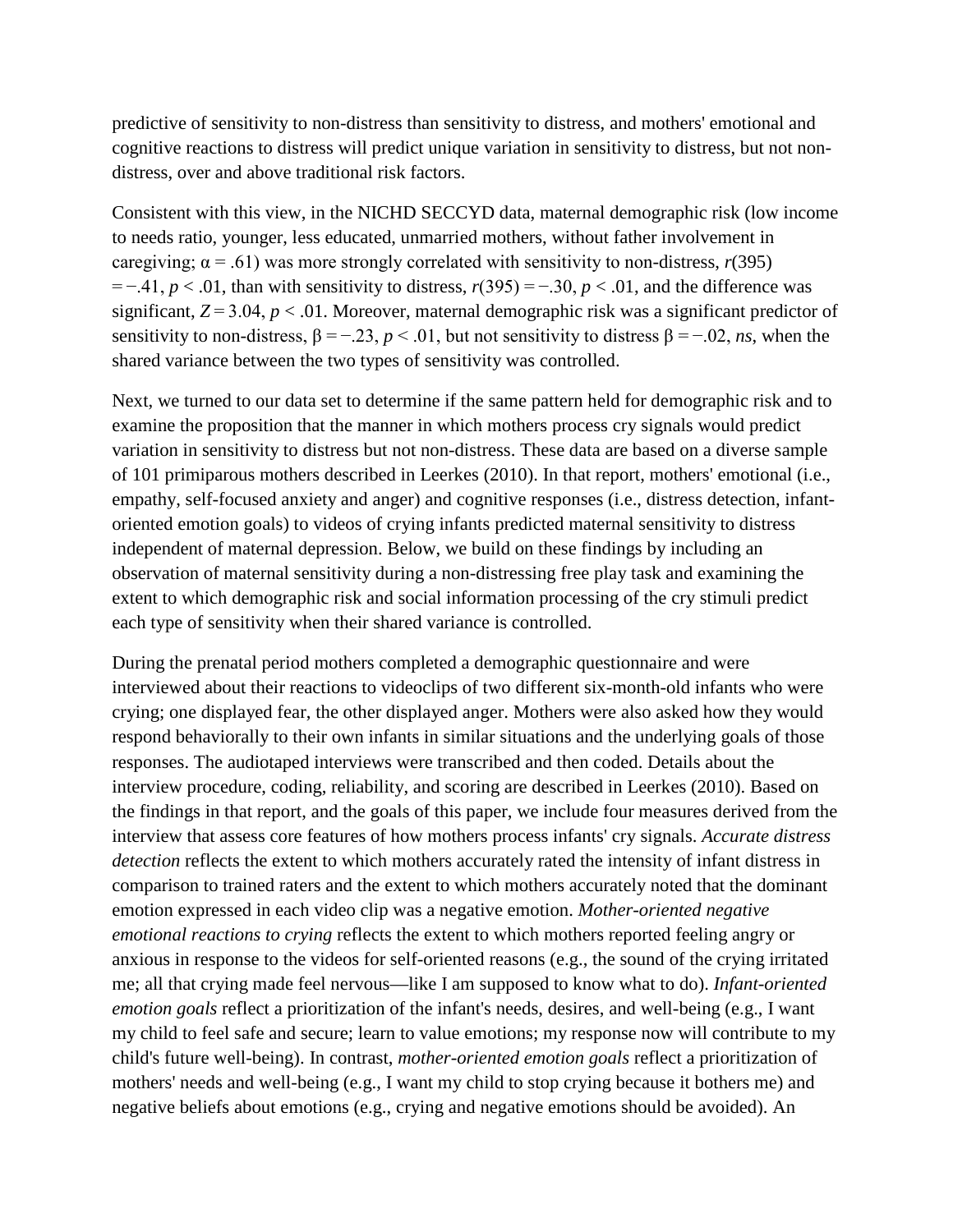predictive of sensitivity to non-distress than sensitivity to distress, and mothers' emotional and cognitive reactions to distress will predict unique variation in sensitivity to distress, but not non-distress, over and above traditional risk factors.

Consistent with this view, in the NICHD SECCYD data, maternal demographic risk (low income to needs ratio, younger, less educated, unmarried mothers, without father involvement in caregiving; $\alpha = .61$) was more strongly correlated with sensitivity to non-distress, $r(395) = -.41$, $p < .01$, than with sensitivity to distress, $r(395) = -.30$, $p < .01$, and the difference was significant, $Z = 3.04$, $p < .01$. Moreover, maternal demographic risk was a significant predictor of sensitivity to non-distress, $\beta = -.23$, $p < .01$, but not sensitivity to distress $\beta = -.02$, *ns*, when the shared variance between the two types of sensitivity was controlled.

Next, we turned to our data set to determine if the same pattern held for demographic risk and to examine the proposition that the manner in which mothers process cry signals would predict variation in sensitivity to distress but not non-distress. These data are based on a diverse sample of 101 primiparous mothers described in Leerkes (2010). In that report, mothers' emotional (i.e., empathy, self-focused anxiety and anger) and cognitive responses (i.e., distress detection, infant-oriented emotion goals) to videos of crying infants predicted maternal sensitivity to distress independent of maternal depression. Below, we build on these findings by including an observation of maternal sensitivity during a non-distressing free play task and examining the extent to which demographic risk and social information processing of the cry stimuli predict each type of sensitivity when their shared variance is controlled.

During the prenatal period mothers completed a demographic questionnaire and were interviewed about their reactions to videoclips of two different six-month-old infants who were crying; one displayed fear, the other displayed anger. Mothers were also asked how they would respond behaviorally to their own infants in similar situations and the underlying goals of those responses. The audiotaped interviews were transcribed and then coded. Details about the interview procedure, coding, reliability, and scoring are described in Leerkes (2010). Based on the findings in that report, and the goals of this paper, we include four measures derived from the interview that assess core features of how mothers process infants' cry signals. *Accurate distress detection* reflects the extent to which mothers accurately rated the intensity of infant distress in comparison to trained raters and the extent to which mothers accurately noted that the dominant emotion expressed in each video clip was a negative emotion. *Mother-oriented negative emotional reactions to crying* reflects the extent to which mothers reported feeling angry or anxious in response to the videos for self-oriented reasons (e.g., the sound of the crying irritated me; all that crying made feel nervous—like I am supposed to know what to do). *Infant-oriented emotion goals* reflect a prioritization of the infant's needs, desires, and well-being (e.g., I want my child to feel safe and secure; learn to value emotions; my response now will contribute to my child's future well-being). In contrast, *mother-oriented emotion goals* reflect a prioritization of mothers' needs and well-being (e.g., I want my child to stop crying because it bothers me) and negative beliefs about emotions (e.g., crying and negative emotions should be avoided). An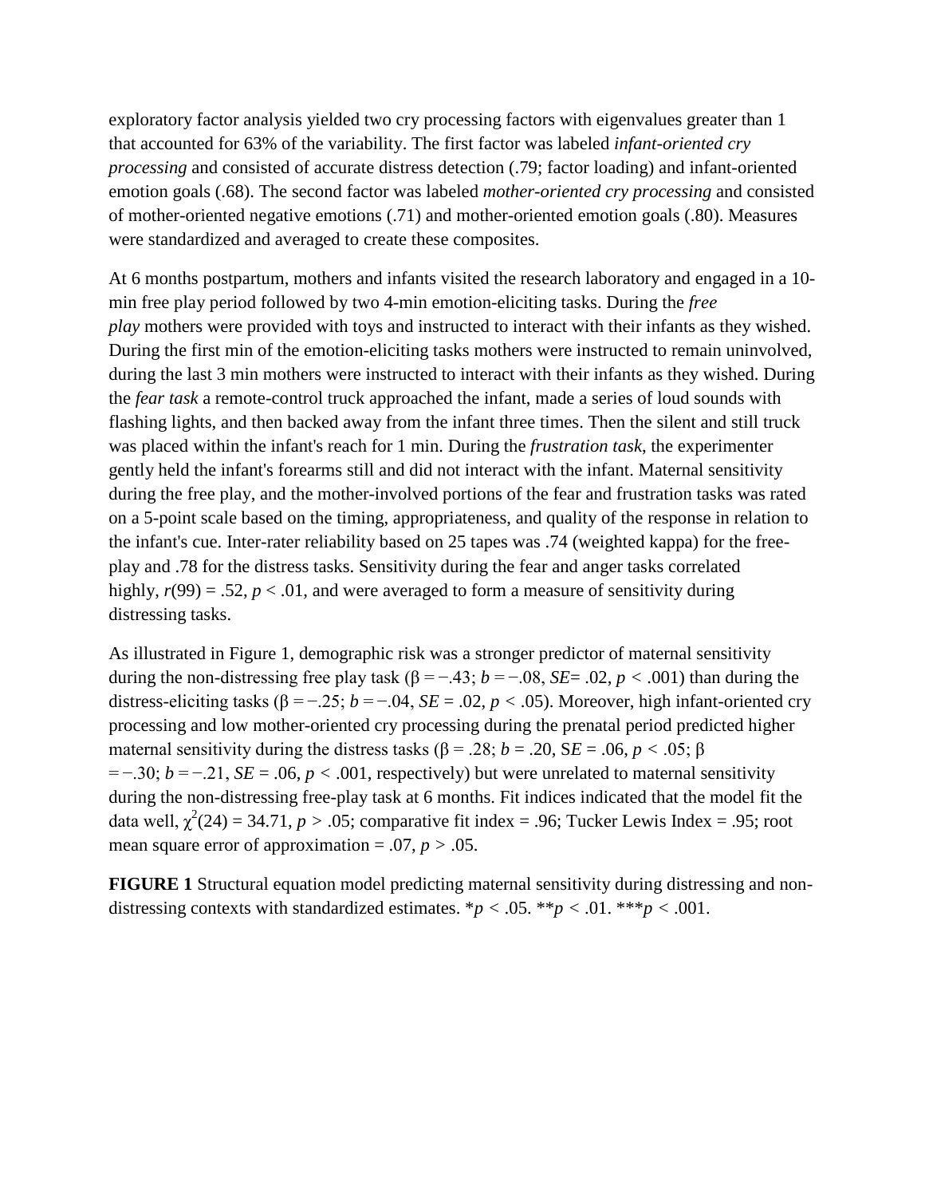exploratory factor analysis yielded two cry processing factors with eigenvalues greater than 1 that accounted for 63% of the variability. The first factor was labeled *infant-oriented cry processing* and consisted of accurate distress detection (.79; factor loading) and infant-oriented emotion goals (.68). The second factor was labeled *mother-oriented cry processing* and consisted of mother-oriented negative emotions (.71) and mother-oriented emotion goals (.80). Measures were standardized and averaged to create these composites.

At 6 months postpartum, mothers and infants visited the research laboratory and engaged in a 10-min free play period followed by two 4-min emotion-eliciting tasks. During the *free play* mothers were provided with toys and instructed to interact with their infants as they wished. During the first min of the emotion-eliciting tasks mothers were instructed to remain uninvolved, during the last 3 min mothers were instructed to interact with their infants as they wished. During the *fear task* a remote-control truck approached the infant, made a series of loud sounds with flashing lights, and then backed away from the infant three times. Then the silent and still truck was placed within the infant's reach for 1 min. During the *frustration task*, the experimenter gently held the infant's forearms still and did not interact with the infant. Maternal sensitivity during the free play, and the mother-involved portions of the fear and frustration tasks was rated on a 5-point scale based on the timing, appropriateness, and quality of the response in relation to the infant's cue. Inter-rater reliability based on 25 tapes was .74 (weighted kappa) for the free-play and .78 for the distress tasks. Sensitivity during the fear and anger tasks correlated highly, $r(99) = .52$, $p < .01$, and were averaged to form a measure of sensitivity during distressing tasks.

As illustrated in Figure 1, demographic risk was a stronger predictor of maternal sensitivity during the non-distressing free play task ($\beta = -.43$; $b = -.08$, $SE = .02$, $p < .001$) than during the distress-eliciting tasks ($\beta = -.25$; $b = -.04$, $SE = .02$, $p < .05$). Moreover, high infant-oriented cry processing and low mother-oriented cry processing during the prenatal period predicted higher maternal sensitivity during the distress tasks ($\beta = .28$; $b = .20$, $SE = .06$, $p < .05$; $\beta = -.30$; $b = -.21$, $SE = .06$, $p < .001$, respectively) but were unrelated to maternal sensitivity during the non-distressing free-play task at 6 months. Fit indices indicated that the model fit the data well, $\chi^2(24) = 34.71$, $p > .05$; comparative fit index = .96; Tucker Lewis Index = .95; root mean square error of approximation = .07, $p > .05$.

**FIGURE 1** Structural equation model predicting maternal sensitivity during distressing and non-distressing contexts with standardized estimates. *$p < .05$. **$p < .01$. ***$p < .001$.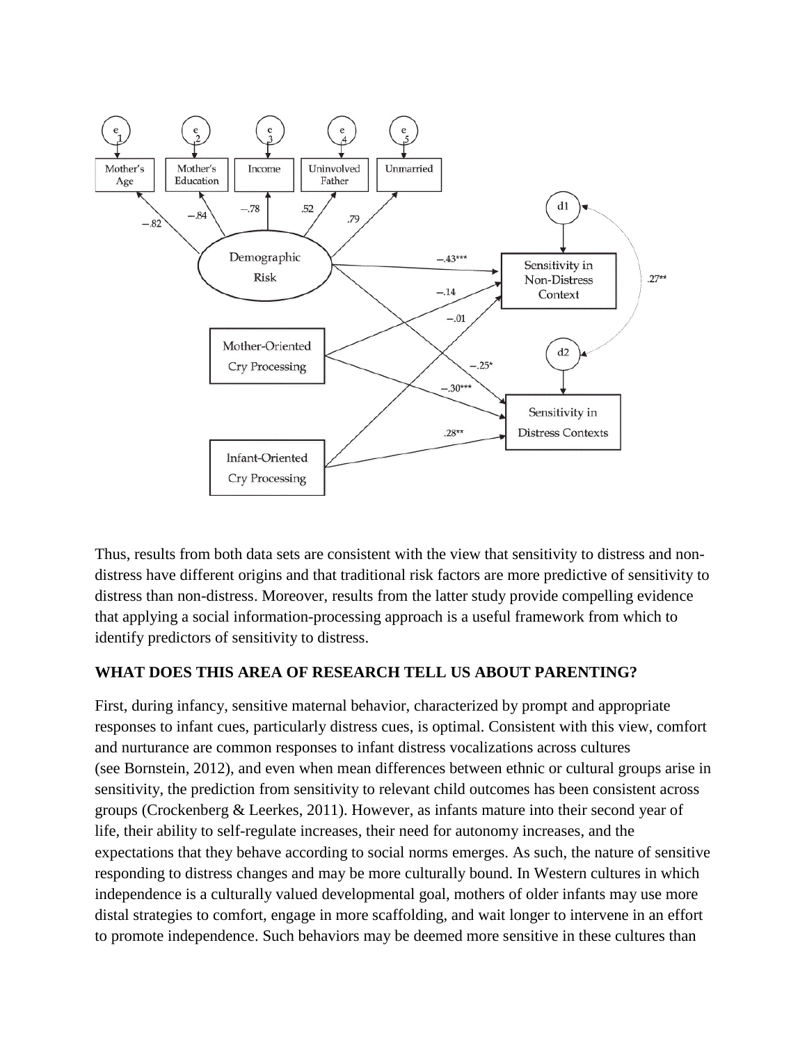Thus, results from both data sets are consistent with the view that sensitivity to distress and non-distress have different origins and that traditional risk factors are more predictive of sensitivity to distress than non-distress. Moreover, results from the latter study provide compelling evidence that applying a social information-processing approach is a useful framework from which to identify predictors of sensitivity to distress.

## WHAT DOES THIS AREA OF RESEARCH TELL US ABOUT PARENTING?

First, during infancy, sensitive maternal behavior, characterized by prompt and appropriate responses to infant cues, particularly distress cues, is optimal. Consistent with this view, comfort and nurturance are common responses to infant distress vocalizations across cultures (see Bornstein, 2012), and even when mean differences between ethnic or cultural groups arise in sensitivity, the prediction from sensitivity to relevant child outcomes has been consistent across groups (Crockenberg & Leerkes, 2011). However, as infants mature into their second year of life, their ability to self-regulate increases, their need for autonomy increases, and the expectations that they behave according to social norms emerges. As such, the nature of sensitive responding to distress changes and may be more culturally bound. In Western cultures in which independence is a culturally valued developmental goal, mothers of older infants may use more distal strategies to comfort, engage in more scaffolding, and wait longer to intervene in an effort to promote independence. Such behaviors may be deemed more sensitive in these cultures than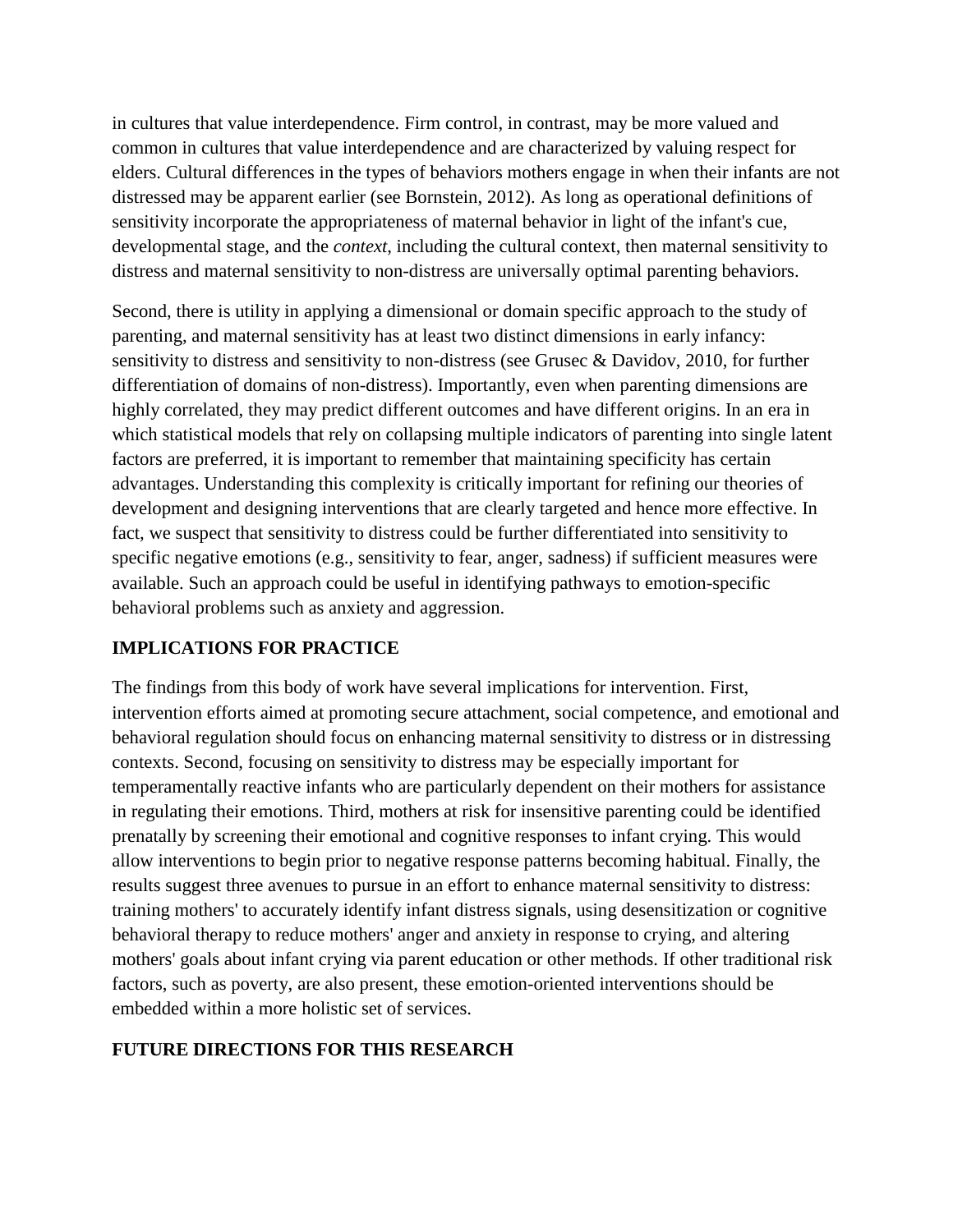in cultures that value interdependence. Firm control, in contrast, may be more valued and common in cultures that value interdependence and are characterized by valuing respect for elders. Cultural differences in the types of behaviors mothers engage in when their infants are not distressed may be apparent earlier (see Bornstein, 2012). As long as operational definitions of sensitivity incorporate the appropriateness of maternal behavior in light of the infant's cue, developmental stage, and the *context*, including the cultural context, then maternal sensitivity to distress and maternal sensitivity to non-distress are universally optimal parenting behaviors.

Second, there is utility in applying a dimensional or domain specific approach to the study of parenting, and maternal sensitivity has at least two distinct dimensions in early infancy: sensitivity to distress and sensitivity to non-distress (see Grusec & Davidov, 2010, for further differentiation of domains of non-distress). Importantly, even when parenting dimensions are highly correlated, they may predict different outcomes and have different origins. In an era in which statistical models that rely on collapsing multiple indicators of parenting into single latent factors are preferred, it is important to remember that maintaining specificity has certain advantages. Understanding this complexity is critically important for refining our theories of development and designing interventions that are clearly targeted and hence more effective. In fact, we suspect that sensitivity to distress could be further differentiated into sensitivity to specific negative emotions (e.g., sensitivity to fear, anger, sadness) if sufficient measures were available. Such an approach could be useful in identifying pathways to emotion-specific behavioral problems such as anxiety and aggression.

## IMPLICATIONS FOR PRACTICE

The findings from this body of work have several implications for intervention. First, intervention efforts aimed at promoting secure attachment, social competence, and emotional and behavioral regulation should focus on enhancing maternal sensitivity to distress or in distressing contexts. Second, focusing on sensitivity to distress may be especially important for temperamentally reactive infants who are particularly dependent on their mothers for assistance in regulating their emotions. Third, mothers at risk for insensitive parenting could be identified prenatally by screening their emotional and cognitive responses to infant crying. This would allow interventions to begin prior to negative response patterns becoming habitual. Finally, the results suggest three avenues to pursue in an effort to enhance maternal sensitivity to distress: training mothers' to accurately identify infant distress signals, using desensitization or cognitive behavioral therapy to reduce mothers' anger and anxiety in response to crying, and altering mothers' goals about infant crying via parent education or other methods. If other traditional risk factors, such as poverty, are also present, these emotion-oriented interventions should be embedded within a more holistic set of services.

## FUTURE DIRECTIONS FOR THIS RESEARCH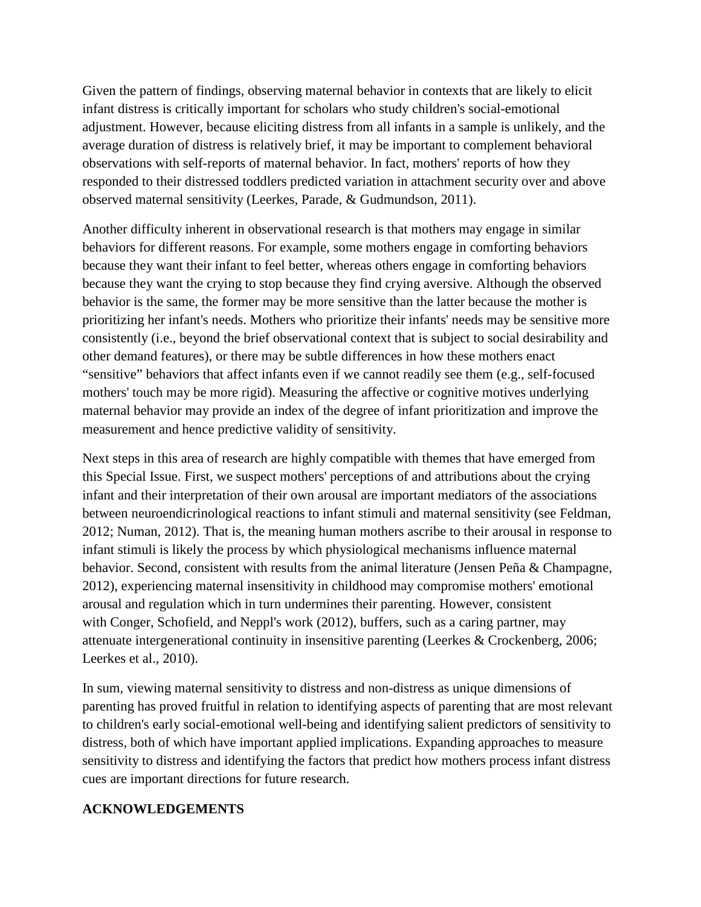Given the pattern of findings, observing maternal behavior in contexts that are likely to elicit infant distress is critically important for scholars who study children's social-emotional adjustment. However, because eliciting distress from all infants in a sample is unlikely, and the average duration of distress is relatively brief, it may be important to complement behavioral observations with self-reports of maternal behavior. In fact, mothers' reports of how they responded to their distressed toddlers predicted variation in attachment security over and above observed maternal sensitivity (Leerkes, Parade, & Gudmundson, 2011).

Another difficulty inherent in observational research is that mothers may engage in similar behaviors for different reasons. For example, some mothers engage in comforting behaviors because they want their infant to feel better, whereas others engage in comforting behaviors because they want the crying to stop because they find crying aversive. Although the observed behavior is the same, the former may be more sensitive than the latter because the mother is prioritizing her infant's needs. Mothers who prioritize their infants' needs may be sensitive more consistently (i.e., beyond the brief observational context that is subject to social desirability and other demand features), or there may be subtle differences in how these mothers enact "sensitive" behaviors that affect infants even if we cannot readily see them (e.g., self-focused mothers' touch may be more rigid). Measuring the affective or cognitive motives underlying maternal behavior may provide an index of the degree of infant prioritization and improve the measurement and hence predictive validity of sensitivity.

Next steps in this area of research are highly compatible with themes that have emerged from this Special Issue. First, we suspect mothers' perceptions of and attributions about the crying infant and their interpretation of their own arousal are important mediators of the associations between neuroendicrinological reactions to infant stimuli and maternal sensitivity (see Feldman, 2012; Numan, 2012). That is, the meaning human mothers ascribe to their arousal in response to infant stimuli is likely the process by which physiological mechanisms influence maternal behavior. Second, consistent with results from the animal literature (Jensen Peña & Champagne, 2012), experiencing maternal insensitivity in childhood may compromise mothers' emotional arousal and regulation which in turn undermines their parenting. However, consistent with Conger, Schofield, and Neppl's work (2012), buffers, such as a caring partner, may attenuate intergenerational continuity in insensitive parenting (Leerkes & Crockenberg, 2006; Leerkes et al., 2010).

In sum, viewing maternal sensitivity to distress and non-distress as unique dimensions of parenting has proved fruitful in relation to identifying aspects of parenting that are most relevant to children's early social-emotional well-being and identifying salient predictors of sensitivity to distress, both of which have important applied implications. Expanding approaches to measure sensitivity to distress and identifying the factors that predict how mothers process infant distress cues are important directions for future research.

## ACKNOWLEDGEMENTS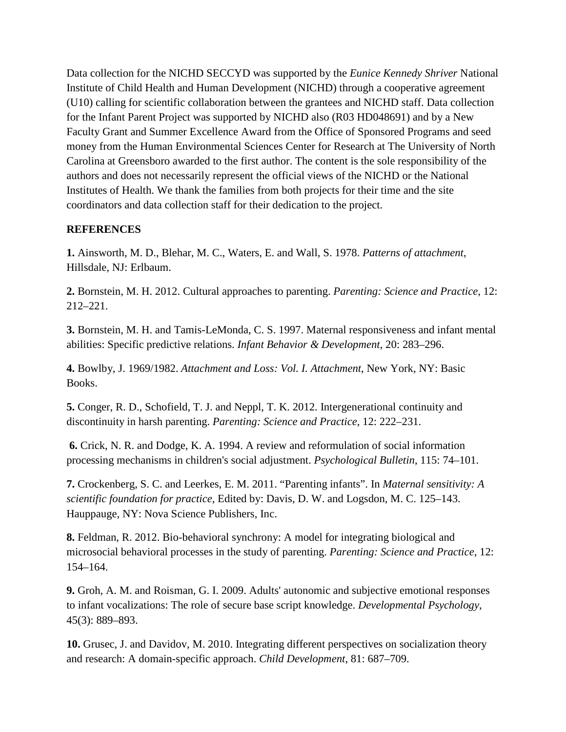Data collection for the NICHD SECCYD was supported by the *Eunice Kennedy Shriver* National Institute of Child Health and Human Development (NICHD) through a cooperative agreement (U10) calling for scientific collaboration between the grantees and NICHD staff. Data collection for the Infant Parent Project was supported by NICHD also (R03 HD048691) and by a New Faculty Grant and Summer Excellence Award from the Office of Sponsored Programs and seed money from the Human Environmental Sciences Center for Research at The University of North Carolina at Greensboro awarded to the first author. The content is the sole responsibility of the authors and does not necessarily represent the official views of the NICHD or the National Institutes of Health. We thank the families from both projects for their time and the site coordinators and data collection staff for their dedication to the project.

## REFERENCES

**1.** Ainsworth, M. D., Blehar, M. C., Waters, E. and Wall, S. 1978. *Patterns of attachment*, Hillsdale, NJ: Erlbaum.

**2.** Bornstein, M. H. 2012. Cultural approaches to parenting. *Parenting: Science and Practice*, 12: 212–221.

**3.** Bornstein, M. H. and Tamis-LeMonda, C. S. 1997. Maternal responsiveness and infant mental abilities: Specific predictive relations. *Infant Behavior & Development*, 20: 283–296.

**4.** Bowlby, J. 1969/1982. *Attachment and Loss: Vol. I. Attachment*, New York, NY: Basic Books.

**5.** Conger, R. D., Schofield, T. J. and Neppl, T. K. 2012. Intergenerational continuity and discontinuity in harsh parenting. *Parenting: Science and Practice*, 12: 222–231.

**6.** Crick, N. R. and Dodge, K. A. 1994. A review and reformulation of social information processing mechanisms in children's social adjustment. *Psychological Bulletin*, 115: 74–101.

**7.** Crockenberg, S. C. and Leerkes, E. M. 2011. "Parenting infants". In *Maternal sensitivity: A scientific foundation for practice*, Edited by: Davis, D. W. and Logsdon, M. C. 125–143. Hauppauge, NY: Nova Science Publishers, Inc.

**8.** Feldman, R. 2012. Bio-behavioral synchrony: A model for integrating biological and microsocial behavioral processes in the study of parenting. *Parenting: Science and Practice*, 12: 154–164.

**9.** Groh, A. M. and Roisman, G. I. 2009. Adults' autonomic and subjective emotional responses to infant vocalizations: The role of secure base script knowledge. *Developmental Psychology*, 45(3): 889–893.

**10.** Grusec, J. and Davidov, M. 2010. Integrating different perspectives on socialization theory and research: A domain-specific approach. *Child Development*, 81: 687–709.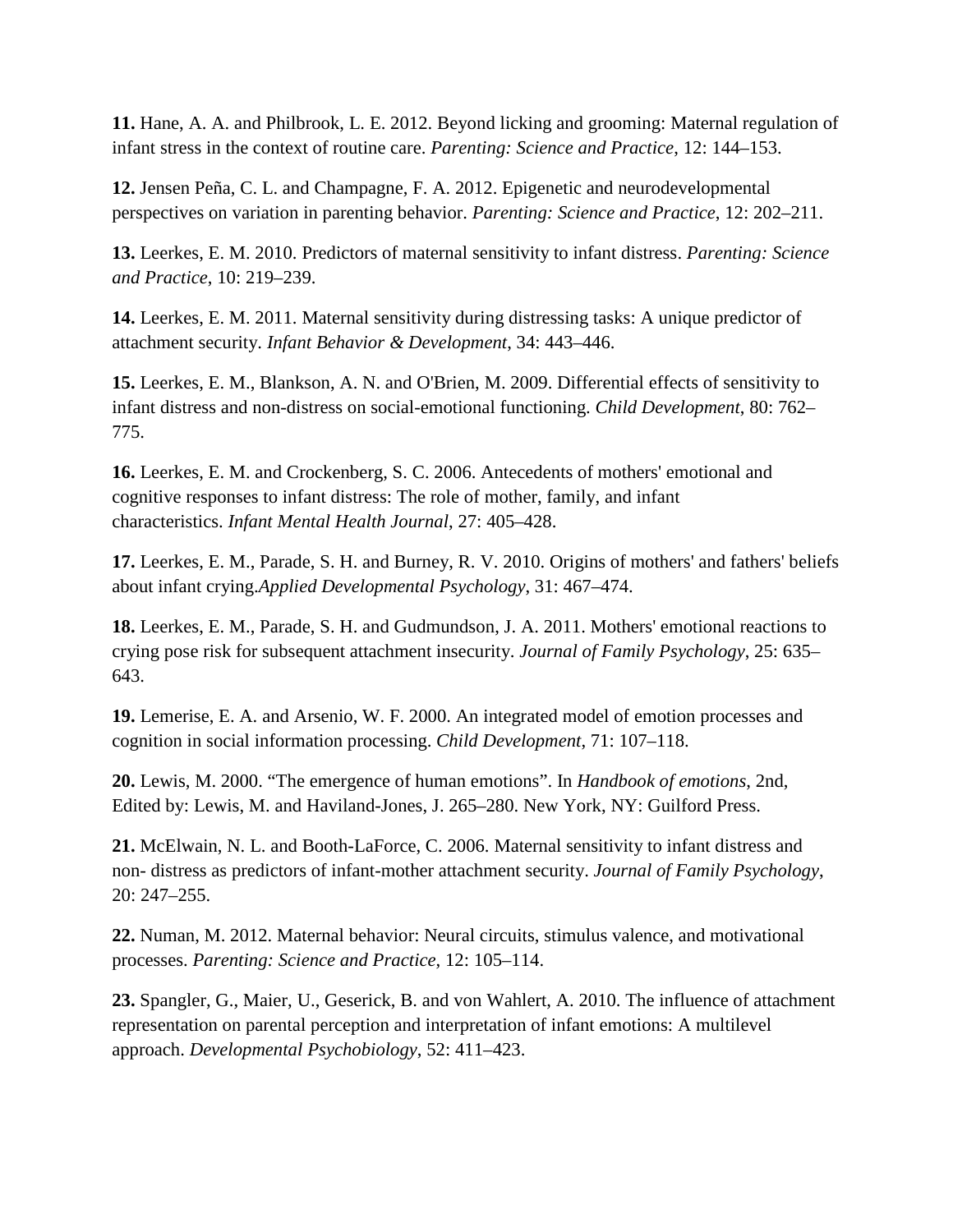**11.** Hane, A. A. and Philbrook, L. E. 2012. Beyond licking and grooming: Maternal regulation of infant stress in the context of routine care. *Parenting: Science and Practice*, 12: 144–153.

**12.** Jensen Peña, C. L. and Champagne, F. A. 2012. Epigenetic and neurodevelopmental perspectives on variation in parenting behavior. *Parenting: Science and Practice*, 12: 202–211.

**13.** Leerkes, E. M. 2010. Predictors of maternal sensitivity to infant distress. *Parenting: Science and Practice*, 10: 219–239.

**14.** Leerkes, E. M. 2011. Maternal sensitivity during distressing tasks: A unique predictor of attachment security. *Infant Behavior & Development*, 34: 443–446.

**15.** Leerkes, E. M., Blankson, A. N. and O'Brien, M. 2009. Differential effects of sensitivity to infant distress and non-distress on social-emotional functioning. *Child Development*, 80: 762–775.

**16.** Leerkes, E. M. and Crockenberg, S. C. 2006. Antecedents of mothers' emotional and cognitive responses to infant distress: The role of mother, family, and infant characteristics. *Infant Mental Health Journal*, 27: 405–428.

**17.** Leerkes, E. M., Parade, S. H. and Burney, R. V. 2010. Origins of mothers' and fathers' beliefs about infant crying.*Applied Developmental Psychology*, 31: 467–474.

**18.** Leerkes, E. M., Parade, S. H. and Gudmundson, J. A. 2011. Mothers' emotional reactions to crying pose risk for subsequent attachment insecurity. *Journal of Family Psychology*, 25: 635–643.

**19.** Lemerise, E. A. and Arsenio, W. F. 2000. An integrated model of emotion processes and cognition in social information processing. *Child Development*, 71: 107–118.

**20.** Lewis, M. 2000. "The emergence of human emotions". In *Handbook of emotions*, 2nd, Edited by: Lewis, M. and Haviland-Jones, J. 265–280. New York, NY: Guilford Press.

**21.** McElwain, N. L. and Booth-LaForce, C. 2006. Maternal sensitivity to infant distress and non- distress as predictors of infant-mother attachment security. *Journal of Family Psychology*, 20: 247–255.

**22.** Numan, M. 2012. Maternal behavior: Neural circuits, stimulus valence, and motivational processes. *Parenting: Science and Practice*, 12: 105–114.

**23.** Spangler, G., Maier, U., Geserick, B. and von Wahlert, A. 2010. The influence of attachment representation on parental perception and interpretation of infant emotions: A multilevel approach. *Developmental Psychobiology*, 52: 411–423.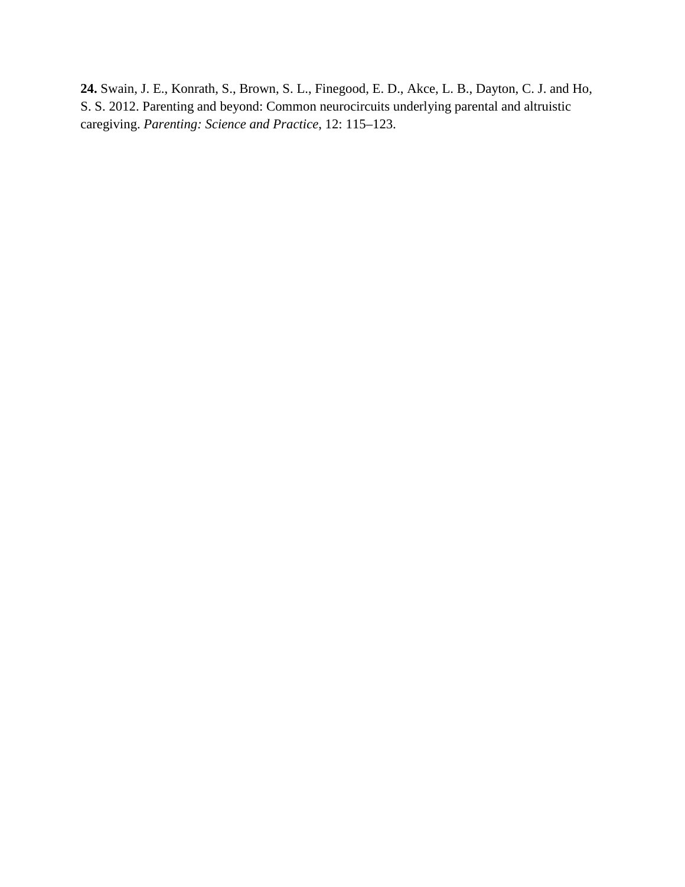**24.** Swain, J. E., Konrath, S., Brown, S. L., Finegood, E. D., Akce, L. B., Dayton, C. J. and Ho, S. S. 2012. Parenting and beyond: Common neurocircuits underlying parental and altruistic caregiving. *Parenting: Science and Practice*, 12: 115–123.